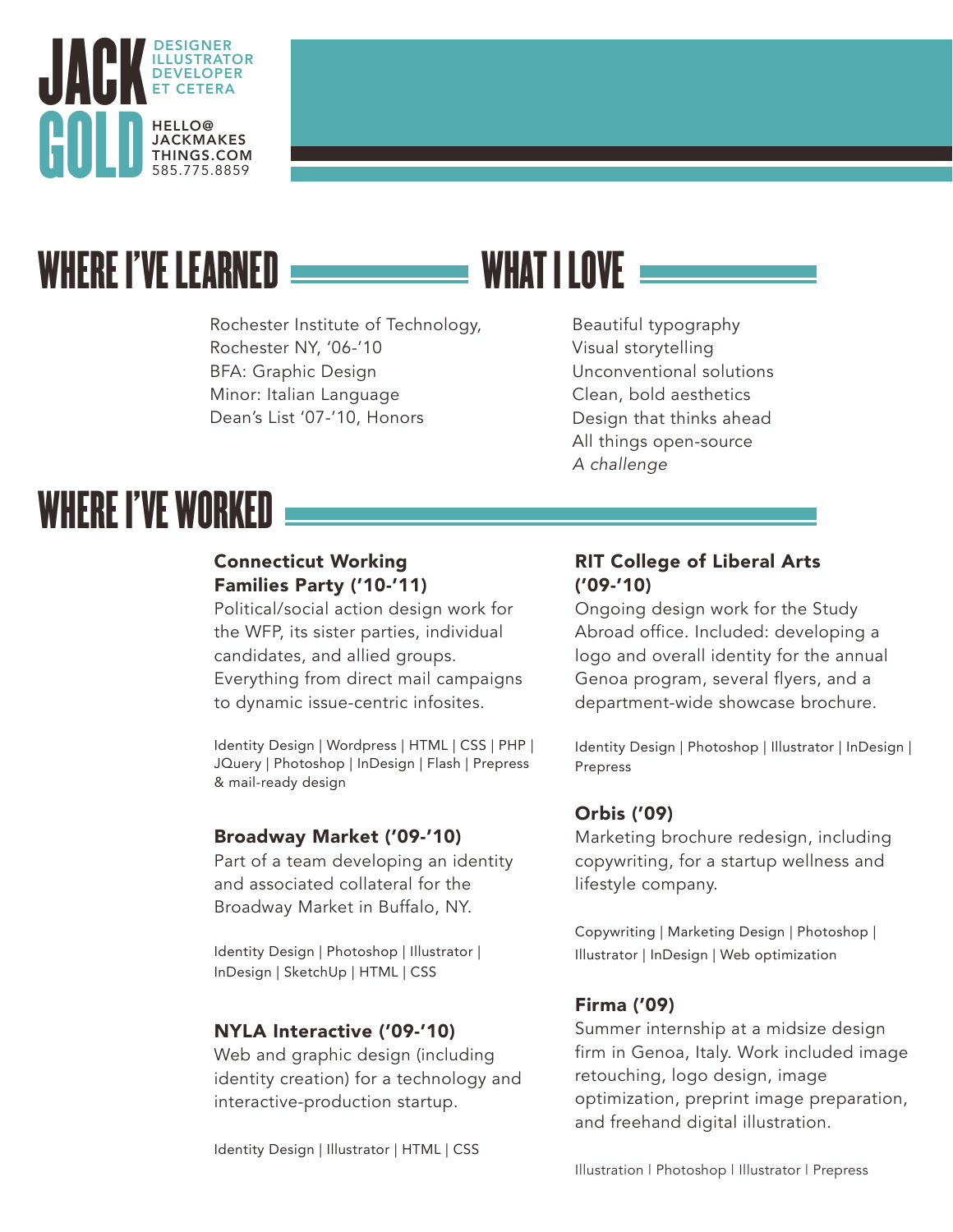# JACK GOLD

DESIGNER
ILLUSTRATOR
DEVELOPER
ET CETERA

HELLO@
JACKMAKES
THINGS.COM
585.775.8859

## WHERE I'VE LEARNED

Rochester Institute of Technology,
Rochester NY, '06-'10
BFA: Graphic Design
Minor: Italian Language
Dean's List '07-'10, Honors

## WHAT I LOVE

Beautiful typography
Visual storytelling
Unconventional solutions
Clean, bold aesthetics
Design that thinks ahead
All things open-source
*A challenge*

## WHERE I'VE WORKED

**Connecticut Working Families Party ('10-'11)**
Political/social action design work for the WFP, its sister parties, individual candidates, and allied groups. Everything from direct mail campaigns to dynamic issue-centric infosites.

Identity Design | Wordpress | HTML | CSS | PHP | JQuery | Photoshop | InDesign | Flash | Prepress & mail-ready design

**Broadway Market ('09-'10)**
Part of a team developing an identity and associated collateral for the Broadway Market in Buffalo, NY.

Identity Design | Photoshop | Illustrator | InDesign | SketchUp | HTML | CSS

**NYLA Interactive ('09-'10)**
Web and graphic design (including identity creation) for a technology and interactive-production startup.

Identity Design | Illustrator | HTML | CSS

**RIT College of Liberal Arts ('09-'10)**
Ongoing design work for the Study Abroad office. Included: developing a logo and overall identity for the annual Genoa program, several flyers, and a department-wide showcase brochure.

Identity Design | Photoshop | Illustrator | InDesign | Prepress

**Orbis ('09)**
Marketing brochure redesign, including copywriting, for a startup wellness and lifestyle company.

Copywriting | Marketing Design | Photoshop | Illustrator | InDesign | Web optimization

**Firma ('09)**
Summer internship at a midsize design firm in Genoa, Italy. Work included image retouching, logo design, image optimization, preprint image preparation, and freehand digital illustration.

Illustration | Photoshop | Illustrator | Prepress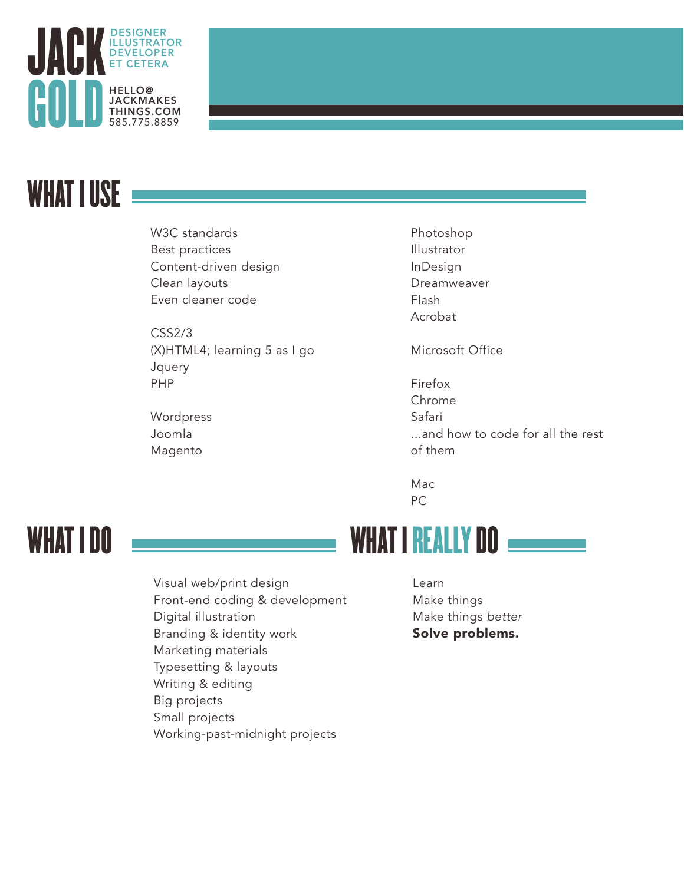# JACK GOLD

DESIGNER
ILLUSTRATOR
DEVELOPER
ET CETERA

HELLO@
JACKMAKES
THINGS.COM
585.775.8859

## WHAT I USE

W3C standards
Best practices
Content-driven design
Clean layouts
Even cleaner code

CSS2/3
(X)HTML4; learning 5 as I go
Jquery
PHP

Wordpress
Joomla
Magento

Photoshop
Illustrator
InDesign
Dreamweaver
Flash
Acrobat

Microsoft Office

Firefox
Chrome
Safari
...and how to code for all the rest of them

Mac
PC

## WHAT I DO

Visual web/print design
Front-end coding & development
Digital illustration
Branding & identity work
Marketing materials
Typesetting & layouts
Writing & editing
Big projects
Small projects
Working-past-midnight projects

## WHAT I REALLY DO

Learn
Make things
Make things *better*
**Solve problems.**